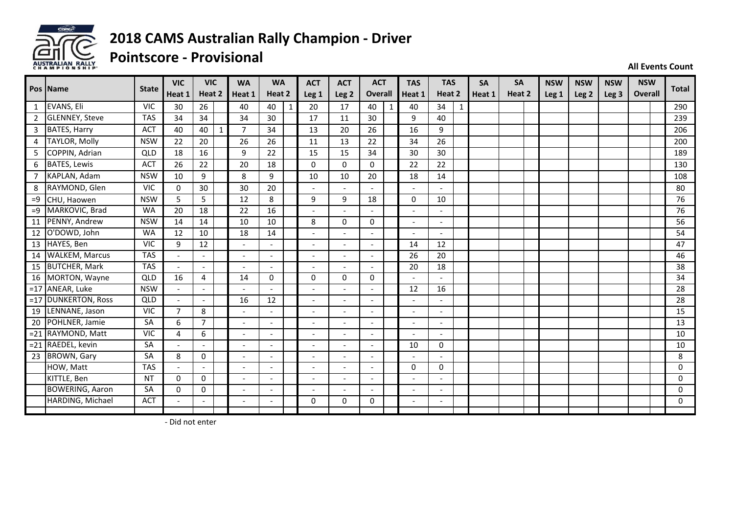# 2018 CAMS Australian Rally Champion - Driver

## Pointscore - Provisional

**All Events Count**

| Pos | Name | State | VIC | VIC | | WA | WA | | ACT | ACT | ACT | | TAS | TAS | | SA | SA | | NSW | NSW | NSW | NSW | | Total |
|---|---|---|---|---|---|---|---|---|---|---|---|---|---|---|---|---|---|---|---|---|---|---|---|---|
| | | | Heat 1 | Heat 2 | | Heat 1 | Heat 2 | | Leg 1 | Leg 2 | Overall | | Heat 1 | Heat 2 | | Heat 1 | Heat 2 | | Leg 1 | Leg 2 | Leg 3 | Overall | | |
| 1 | EVANS, Eli | VIC | 30 | 26 | | 40 | 40 | 1 | 20 | 17 | 40 | 1 | 40 | 34 | 1 | | | | | | | | | 290 |
| 2 | GLENNEY, Steve | TAS | 34 | 34 | | 34 | 30 | | 17 | 11 | 30 | | 9 | 40 | | | | | | | | | | 239 |
| 3 | BATES, Harry | ACT | 40 | 40 | 1 | 7 | 34 | | 13 | 20 | 26 | | 16 | 9 | | | | | | | | | | 206 |
| 4 | TAYLOR, Molly | NSW | 22 | 20 | | 26 | 26 | | 11 | 13 | 22 | | 34 | 26 | | | | | | | | | | 200 |
| 5 | COPPIN, Adrian | QLD | 18 | 16 | | 9 | 22 | | 15 | 15 | 34 | | 30 | 30 | | | | | | | | | | 189 |
| 6 | BATES, Lewis | ACT | 26 | 22 | | 20 | 18 | | 0 | 0 | 0 | | 22 | 22 | | | | | | | | | | 130 |
| 7 | KAPLAN, Adam | NSW | 10 | 9 | | 8 | 9 | | 10 | 10 | 20 | | 18 | 14 | | | | | | | | | | 108 |
| 8 | RAYMOND, Glen | VIC | 0 | 30 | | 30 | 20 | | - | - | - | | - | - | | | | | | | | | | 80 |
| =9 | CHU, Haowen | NSW | 5 | 5 | | 12 | 8 | | 9 | 9 | 18 | | 0 | 10 | | | | | | | | | | 76 |
| =9 | MARKOVIC, Brad | WA | 20 | 18 | | 22 | 16 | | - | - | - | | - | - | | | | | | | | | | 76 |
| 11 | PENNY, Andrew | NSW | 14 | 14 | | 10 | 10 | | 8 | 0 | 0 | | - | - | | | | | | | | | | 56 |
| 12 | O'DOWD, John | WA | 12 | 10 | | 18 | 14 | | - | - | - | | - | - | | | | | | | | | | 54 |
| 13 | HAYES, Ben | VIC | 9 | 12 | | - | - | | - | - | - | | 14 | 12 | | | | | | | | | | 47 |
| 14 | WALKEM, Marcus | TAS | - | - | | - | - | | - | - | - | | 26 | 20 | | | | | | | | | | 46 |
| 15 | BUTCHER, Mark | TAS | - | - | | - | - | | - | - | - | | 20 | 18 | | | | | | | | | | 38 |
| 16 | MORTON, Wayne | QLD | 16 | 4 | | 14 | 0 | | 0 | 0 | 0 | | - | - | | | | | | | | | | 34 |
| =17 | ANEAR, Luke | NSW | - | - | | - | - | | - | - | - | | 12 | 16 | | | | | | | | | | 28 |
| =17 | DUNKERTON, Ross | QLD | - | - | | 16 | 12 | | - | - | - | | - | - | | | | | | | | | | 28 |
| 19 | LENNANE, Jason | VIC | 7 | 8 | | - | - | | - | - | - | | - | - | | | | | | | | | | 15 |
| 20 | POHLNER, Jamie | SA | 6 | 7 | | - | - | | - | - | - | | - | - | | | | | | | | | | 13 |
| =21 | RAYMOND, Matt | VIC | 4 | 6 | | - | - | | - | - | - | | - | - | | | | | | | | | | 10 |
| =21 | RAEDEL, kevin | SA | - | - | | - | - | | - | - | - | | 10 | 0 | | | | | | | | | | 10 |
| 23 | BROWN, Gary | SA | 8 | 0 | | - | - | | - | - | - | | - | - | | | | | | | | | | 8 |
| | HOW, Matt | TAS | - | - | | - | - | | - | - | - | | 0 | 0 | | | | | | | | | | 0 |
| | KITTLE, Ben | NT | 0 | 0 | | - | - | | - | - | - | | - | - | | | | | | | | | | 0 |
| | BOWERING, Aaron | SA | 0 | 0 | | - | - | | - | - | - | | - | - | | | | | | | | | | 0 |
| | HARDING, Michael | ACT | - | - | | - | - | | 0 | 0 | 0 | | - | - | | | | | | | | | | 0 |

- Did not enter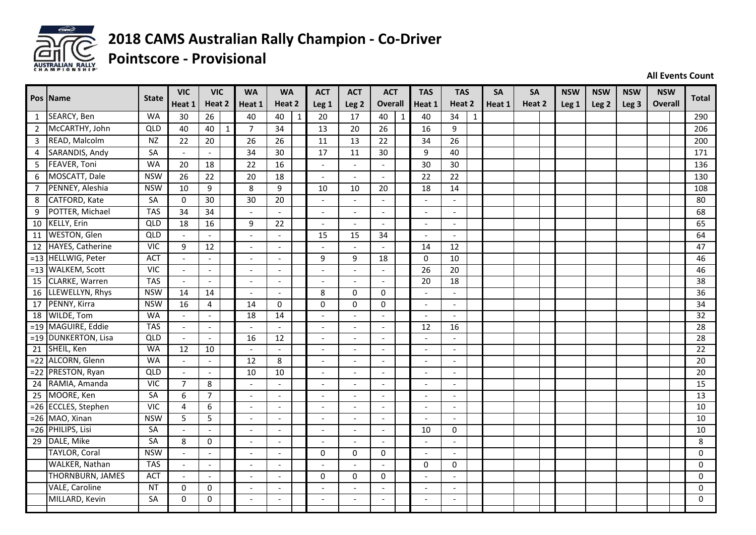# 2018 CAMS Australian Rally Champion - Co-Driver

## Pointscore - Provisional

**All Events Count**

| Pos | Name | State | VIC Heat 1 | VIC Heat 2 | | WA Heat 1 | WA Heat 2 | | ACT Leg 1 | ACT Leg 2 | ACT Overall | | TAS Heat 1 | TAS Heat 2 | | SA Heat 1 | SA Heat 2 | | NSW Leg 1 | NSW Leg 2 | NSW Leg 3 | NSW Overall | | Total |
|---|---|---|---|---|---|---|---|---|---|---|---|---|---|---|---|---|---|---|---|---|---|---|---|---|
| 1 | SEARCY, Ben | WA | 30 | 26 | | 40 | 40 | 1 | 20 | 17 | 40 | 1 | 40 | 34 | 1 | | | | | | | | | 290 |
| 2 | McCARTHY, John | QLD | 40 | 40 | 1 | 7 | 34 | | 13 | 20 | 26 | | 16 | 9 | | | | | | | | | | 206 |
| 3 | READ, Malcolm | NZ | 22 | 20 | | 26 | 26 | | 11 | 13 | 22 | | 34 | 26 | | | | | | | | | | 200 |
| 4 | SARANDIS, Andy | SA | - | - | | 34 | 30 | | 17 | 11 | 30 | | 9 | 40 | | | | | | | | | | 171 |
| 5 | FEAVER, Toni | WA | 20 | 18 | | 22 | 16 | | - | - | - | | 30 | 30 | | | | | | | | | | 136 |
| 6 | MOSCATT, Dale | NSW | 26 | 22 | | 20 | 18 | | - | - | - | | 22 | 22 | | | | | | | | | | 130 |
| 7 | PENNEY, Aleshia | NSW | 10 | 9 | | 8 | 9 | | 10 | 10 | 20 | | 18 | 14 | | | | | | | | | | 108 |
| 8 | CATFORD, Kate | SA | 0 | 30 | | 30 | 20 | | - | - | - | | - | - | | | | | | | | | | 80 |
| 9 | POTTER, Michael | TAS | 34 | 34 | | - | - | | - | - | - | | - | - | | | | | | | | | | 68 |
| 10 | KELLY, Erin | QLD | 18 | 16 | | 9 | 22 | | - | - | - | | - | - | | | | | | | | | | 65 |
| 11 | WESTON, Glen | QLD | - | - | | - | - | | 15 | 15 | 34 | | - | - | | | | | | | | | | 64 |
| 12 | HAYES, Catherine | VIC | 9 | 12 | | - | - | | - | - | - | | 14 | 12 | | | | | | | | | | 47 |
| =13 | HELLWIG, Peter | ACT | - | - | | - | - | | 9 | 9 | 18 | | 0 | 10 | | | | | | | | | | 46 |
| =13 | WALKEM, Scott | VIC | - | - | | - | - | | - | - | - | | 26 | 20 | | | | | | | | | | 46 |
| 15 | CLARKE, Warren | TAS | - | - | | - | - | | - | - | - | | 20 | 18 | | | | | | | | | | 38 |
| 16 | LLEWELLYN, Rhys | NSW | 14 | 14 | | - | - | | 8 | 0 | 0 | | - | - | | | | | | | | | | 36 |
| 17 | PENNY, Kirra | NSW | 16 | 4 | | 14 | 0 | | 0 | 0 | 0 | | - | - | | | | | | | | | | 34 |
| 18 | WILDE, Tom | WA | - | - | | 18 | 14 | | - | - | - | | - | - | | | | | | | | | | 32 |
| =19 | MAGUIRE, Eddie | TAS | - | - | | - | - | | - | - | - | | 12 | 16 | | | | | | | | | | 28 |
| =19 | DUNKERTON, Lisa | QLD | - | - | | 16 | 12 | | - | - | - | | - | - | | | | | | | | | | 28 |
| 21 | SHEIL, Ken | WA | 12 | 10 | | - | - | | - | - | - | | - | - | | | | | | | | | | 22 |
| =22 | ALCORN, Glenn | WA | - | - | | 12 | 8 | | - | - | - | | - | - | | | | | | | | | | 20 |
| =22 | PRESTON, Ryan | QLD | - | - | | 10 | 10 | | - | - | - | | - | - | | | | | | | | | | 20 |
| 24 | RAMIA, Amanda | VIC | 7 | 8 | | - | - | | - | - | - | | - | - | | | | | | | | | | 15 |
| 25 | MOORE, Ken | SA | 6 | 7 | | - | - | | - | - | - | | - | - | | | | | | | | | | 13 |
| =26 | ECCLES, Stephen | VIC | 4 | 6 | | - | - | | - | - | - | | - | - | | | | | | | | | | 10 |
| =26 | MAO, Xinan | NSW | 5 | 5 | | - | - | | - | - | - | | - | - | | | | | | | | | | 10 |
| =26 | PHILIPS, Lisi | SA | - | - | | - | - | | - | - | - | | 10 | 0 | | | | | | | | | | 10 |
| 29 | DALE, Mike | SA | 8 | 0 | | - | - | | - | - | - | | - | - | | | | | | | | | | 8 |
| | TAYLOR, Coral | NSW | - | - | | - | - | | 0 | 0 | 0 | | - | - | | | | | | | | | | 0 |
| | WALKER, Nathan | TAS | - | - | | - | - | | - | - | - | | 0 | 0 | | | | | | | | | | 0 |
| | THORNBURN, JAMES | ACT | - | - | | - | - | | 0 | 0 | 0 | | - | - | | | | | | | | | | 0 |
| | VALE, Caroline | NT | 0 | 0 | | - | - | | - | - | - | | - | - | | | | | | | | | | 0 |
| | MILLARD, Kevin | SA | 0 | 0 | | - | - | | - | - | - | | - | - | | | | | | | | | | 0 |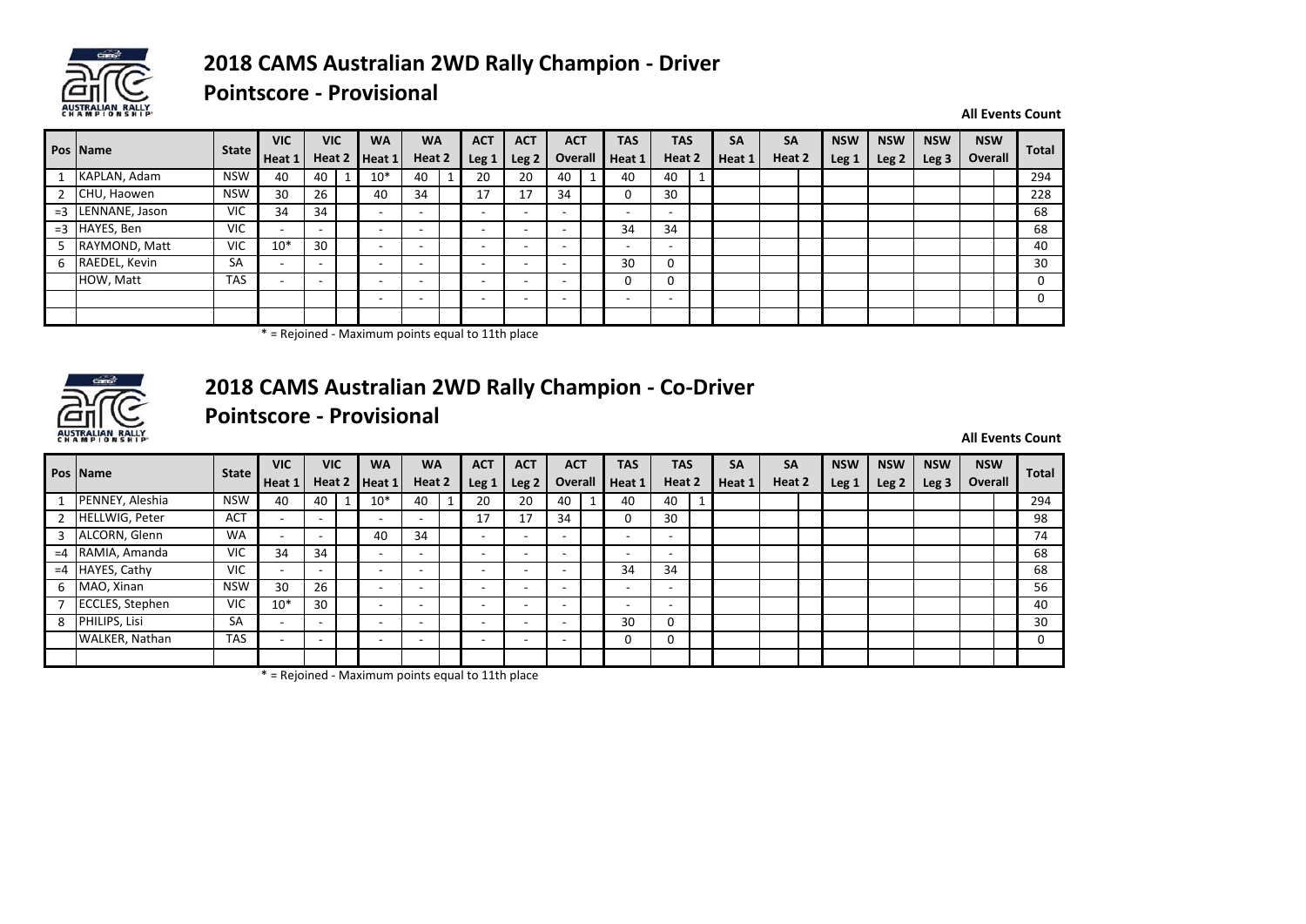# 2018 CAMS Australian 2WD Rally Champion - Driver

## Pointscore - Provisional

**All Events Count**

| Pos | Name | State | VIC | VIC | | WA | WA | | ACT | ACT | ACT | | TAS | TAS | | SA | SA | | NSW | NSW | NSW | NSW | | Total |
|---|---|---|---|---|---|---|---|---|---|---|---|---|---|---|---|---|---|---|---|---|---|---|---|---|
| | | | Heat 1 | Heat 2 | | Heat 1 | Heat 2 | | Leg 1 | Leg 2 | Overall | | Heat 1 | Heat 2 | | Heat 1 | Heat 2 | | Leg 1 | Leg 2 | Leg 3 | Overall | | |
| 1 | KAPLAN, Adam | NSW | 40 | 40 | 1 | 10* | 40 | 1 | 20 | 20 | 40 | 1 | 40 | 40 | 1 | | | | | | | | | 294 |
| 2 | CHU, Haowen | NSW | 30 | 26 | | 40 | 34 | | 17 | 17 | 34 | | 0 | 30 | | | | | | | | | | 228 |
| =3 | LENNANE, Jason | VIC | 34 | 34 | | - | - | | - | - | - | | - | - | | | | | | | | | | 68 |
| =3 | HAYES, Ben | VIC | - | - | | - | - | | - | - | - | | 34 | 34 | | | | | | | | | | 68 |
| 5 | RAYMOND, Matt | VIC | 10* | 30 | | - | - | | - | - | - | | - | - | | | | | | | | | | 40 |
| 6 | RAEDEL, Kevin | SA | - | - | | - | - | | - | - | - | | 30 | 0 | | | | | | | | | | 30 |
| | HOW, Matt | TAS | - | - | | - | - | | - | - | - | | 0 | 0 | | | | | | | | | | 0 |
| | | | | | | - | - | | - | - | - | | - | - | | | | | | | | | | 0 |
| | | | | | | | | | | | | | | | | | | | | | | | | |

\* = Rejoined - Maximum points equal to 11th place

# 2018 CAMS Australian 2WD Rally Champion - Co-Driver

## Pointscore - Provisional

**All Events Count**

| Pos | Name | State | VIC | VIC | | WA | WA | | ACT | ACT | ACT | | TAS | TAS | | SA | SA | | NSW | NSW | NSW | NSW | | Total |
|---|---|---|---|---|---|---|---|---|---|---|---|---|---|---|---|---|---|---|---|---|---|---|---|---|
| | | | Heat 1 | Heat 2 | | Heat 1 | Heat 2 | | Leg 1 | Leg 2 | Overall | | Heat 1 | Heat 2 | | Heat 1 | Heat 2 | | Leg 1 | Leg 2 | Leg 3 | Overall | | |
| 1 | PENNEY, Aleshia | NSW | 40 | 40 | 1 | 10* | 40 | 1 | 20 | 20 | 40 | 1 | 40 | 40 | 1 | | | | | | | | | 294 |
| 2 | HELLWIG, Peter | ACT | - | - | | - | - | | 17 | 17 | 34 | | 0 | 30 | | | | | | | | | | 98 |
| 3 | ALCORN, Glenn | WA | - | - | | 40 | 34 | | - | - | - | | - | - | | | | | | | | | | 74 |
| =4 | RAMIA, Amanda | VIC | 34 | 34 | | - | - | | - | - | - | | - | - | | | | | | | | | | 68 |
| =4 | HAYES, Cathy | VIC | - | - | | - | - | | - | - | - | | 34 | 34 | | | | | | | | | | 68 |
| 6 | MAO, Xinan | NSW | 30 | 26 | | - | - | | - | - | - | | - | - | | | | | | | | | | 56 |
| 7 | ECCLES, Stephen | VIC | 10* | 30 | | - | - | | - | - | - | | - | - | | | | | | | | | | 40 |
| 8 | PHILIPS, Lisi | SA | - | - | | - | - | | - | - | - | | 30 | 0 | | | | | | | | | | 30 |
| | WALKER, Nathan | TAS | - | - | | - | - | | - | - | - | | 0 | 0 | | | | | | | | | | 0 |
| | | | | | | | | | | | | | | | | | | | | | | | | |

\* = Rejoined - Maximum points equal to 11th place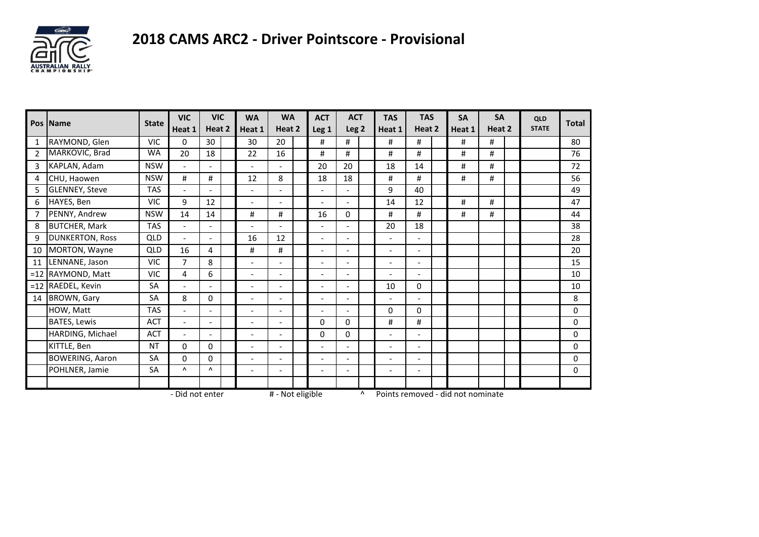# 2018 CAMS ARC2 - Driver Pointscore - Provisional

| Pos | Name | State | VIC Heat 1 | VIC Heat 2 | WA Heat 1 | WA Heat 2 | ACT Leg 1 | ACT Leg 2 | TAS Heat 1 | TAS Heat 2 | SA Heat 1 | SA Heat 2 | QLD STATE | Total |
|---|---|---|---|---|---|---|---|---|---|---|---|---|---|---|
| 1 | RAYMOND, Glen | VIC | 0 | 30 | 30 | 20 | # | # | # | # | # | # | | 80 |
| 2 | MARKOVIC, Brad | WA | 20 | 18 | 22 | 16 | # | # | # | # | # | # | | 76 |
| 3 | KAPLAN, Adam | NSW | - | - | - | - | 20 | 20 | 18 | 14 | # | # | | 72 |
| 4 | CHU, Haowen | NSW | # | # | 12 | 8 | 18 | 18 | # | # | # | # | | 56 |
| 5 | GLENNEY, Steve | TAS | - | - | - | - | - | - | 9 | 40 | | | | 49 |
| 6 | HAYES, Ben | VIC | 9 | 12 | - | - | - | - | 14 | 12 | # | # | | 47 |
| 7 | PENNY, Andrew | NSW | 14 | 14 | # | # | 16 | 0 | # | # | # | # | | 44 |
| 8 | BUTCHER, Mark | TAS | - | - | - | - | - | - | 20 | 18 | | | | 38 |
| 9 | DUNKERTON, Ross | QLD | - | - | 16 | 12 | - | - | - | - | | | | 28 |
| 10 | MORTON, Wayne | QLD | 16 | 4 | # | # | - | - | - | - | | | | 20 |
| 11 | LENNANE, Jason | VIC | 7 | 8 | - | - | - | - | - | - | | | | 15 |
| =12 | RAYMOND, Matt | VIC | 4 | 6 | - | - | - | - | - | - | | | | 10 |
| =12 | RAEDEL, Kevin | SA | - | - | - | - | - | - | 10 | 0 | | | | 10 |
| 14 | BROWN, Gary | SA | 8 | 0 | - | - | - | - | - | - | | | | 8 |
| | HOW, Matt | TAS | - | - | - | - | - | - | 0 | 0 | | | | 0 |
| | BATES, Lewis | ACT | - | - | - | - | 0 | 0 | # | # | | | | 0 |
| | HARDING, Michael | ACT | - | - | - | - | 0 | 0 | - | - | | | | 0 |
| | KITTLE, Ben | NT | 0 | 0 | - | - | - | - | - | - | | | | 0 |
| | BOWERING, Aaron | SA | 0 | 0 | - | - | - | - | - | - | | | | 0 |
| | POHLNER, Jamie | SA | ^ | ^ | - | - | - | - | - | - | | | | 0 |

- Did not enter   # - Not eligible   ^ Points removed - did not nominate